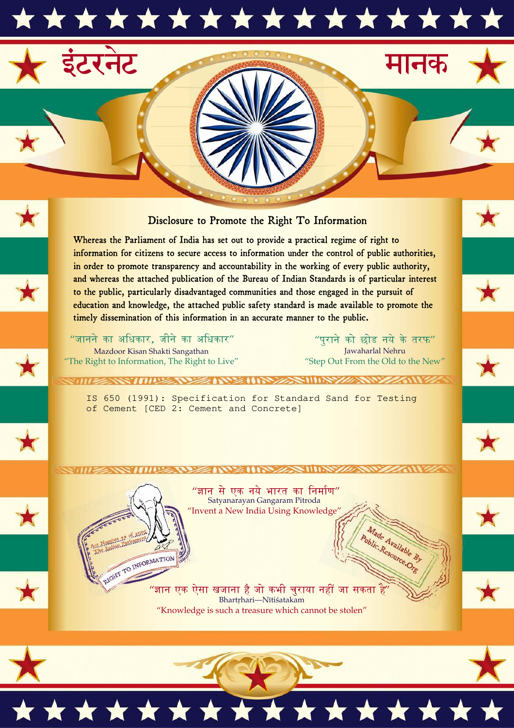इंटरनेट मानक

## Disclosure to Promote the Right To Information

Whereas the Parliament of India has set out to provide a practical regime of right to information for citizens to secure access to information under the control of public authorities, in order to promote transparency and accountability in the working of every public authority, and whereas the attached publication of the Bureau of Indian Standards is of particular interest to the public, particularly disadvantaged communities and those engaged in the pursuit of education and knowledge, the attached public safety standard is made available to promote the timely dissemination of this information in an accurate manner to the public.

"जानने का अधिकार, जीने का अधिकार"
Mazdoor Kisan Shakti Sangathan
"The Right to Information, The Right to Live"

"पुराने को छोड नये के तरफ"
Jawaharlal Nehru
"Step Out From the Old to the New"

IS 650 (1991): Specification for Standard Sand for Testing of Cement [CED 2: Cement and Concrete]

"ज्ञान से एक नये भारत का निर्माण"
Satyanarayan Gangaram Pitroda
"Invent a New India Using Knowledge"

"ज्ञान एक ऐसा खजाना है जो कभी चुराया नहीं जा सकता है"
Bhartṛhari—Nītiśatakam
"Knowledge is such a treasure which cannot be stolen"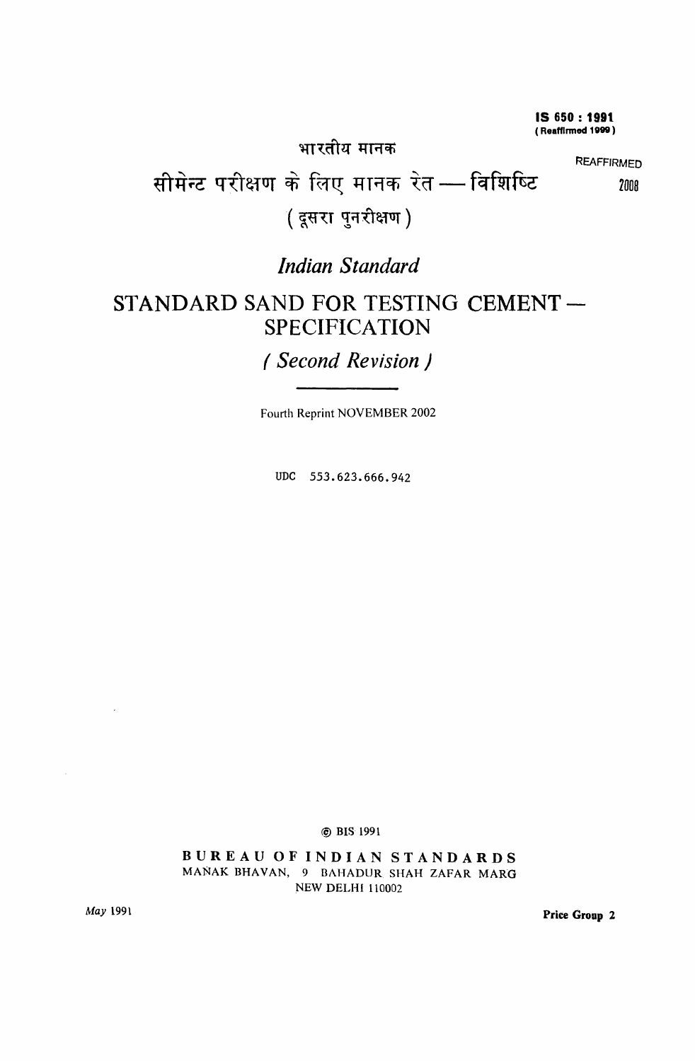**IS 650 : 1991**
**( Reaffirmed 1999 )**

REAFFIRMED
2008

भारतीय मानक

# सीमेन्ट परीक्षण के लिए मानक रेत — विशिष्टि

( दूसरा पुनरीक्षण )

*Indian Standard*

# STANDARD SAND FOR TESTING CEMENT — SPECIFICATION

## *( Second Revision )*

Fourth Reprint NOVEMBER 2002

UDC 553.623.666.942

© BIS 1991

**BUREAU OF INDIAN STANDARDS**
MANAK BHAVAN, 9 BAHADUR SHAH ZAFAR MARG
NEW DELHI 110002

*May* 1991

**Price Group 2**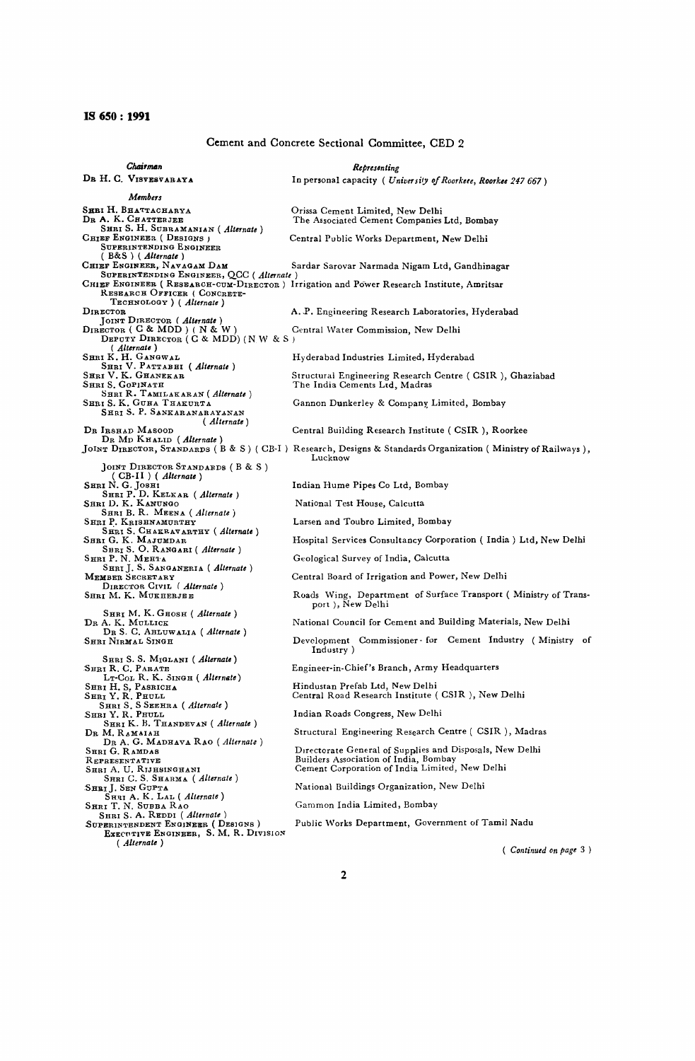## Cement and Concrete Sectional Committee, CED 2

| *Chairman* | *Representing* |
|---|---|
| DR H. C. VISVESVARAYA | In personal capacity ( *University of Roorkee, Roorkee 247 667* ) |
| *Members* | |
| SHRI H. BHATTACHARYA | Orissa Cement Limited, New Delhi |
| DR A. K. CHATTERJEE | The Associated Cement Companies Ltd, Bombay |
| SHRI S. H. SUBRAMANIAN ( *Alternate* ) | |
| CHIEF ENGINEER ( DESIGNS ) | Central Public Works Department, New Delhi |
| SUPERINTENDING ENGINEER ( B&S ) ( *Alternate* ) | |
| CHIEF ENGINEER, NAVAGAM DAM | Sardar Sarovar Narmada Nigam Ltd, Gandhinagar |
| SUPERINTENDING ENGINEER, QCC ( *Alternate* ) | |
| CHIEF ENGINEER ( RESEARCH-CUM-DIRECTOR ) | Irrigation and Power Research Institute, Amritsar |
| RESEARCH OFFICER ( CONCRETE-TECHNOLOGY ) ( *Alternate* ) | |
| DIRECTOR | A. P. Engineering Research Laboratories, Hyderabad |
| JOINT DIRECTOR ( *Alternate* ) | |
| DIRECTOR ( C & MDD ) ( N & W ) | Central Water Commission, New Delhi |
| DEPUTY DIRECTOR ( C & MDD ) ( N W & S ) ( *Alternate* ) | |
| SHRI K. H. GANGWAL | Hyderabad Industries Limited, Hyderabad |
| SHRI V. PATTABHI ( *Alternate* ) | |
| SHRI V. K. GHANEKAR | Structural Engineering Research Centre ( CSIR ), Ghaziabad |
| SHRI S. GOPINATH | The India Cements Ltd, Madras |
| SHRI R. TAMILAKARAN ( *Alternate* ) | |
| SHRI S. K. GUHA THAKURTA | Gannon Dunkerley & Company Limited, Bombay |
| SHRI S. P. SANKARANARAYANAN ( *Alternate* ) | |
| DR IRSHAD MASOOD | Central Building Research Institute ( CSIR ), Roorkee |
| DR MD KHALID ( *Alternate* ) | |
| JOINT DIRECTOR, STANDARDS ( B & S ) ( CB-I ) | Research, Designs & Standards Organization ( Ministry of Railways ), Lucknow |
| JOINT DIRECTOR STANDARDS ( B & S ) ( CB-II ) ( *Alternate* ) | |
| SHRI N. G. JOSHI | Indian Hume Pipes Co Ltd, Bombay |
| SHRI P. D. KELKAR ( *Alternate* ) | |
| SHRI D. K. KANUNGO | National Test House, Calcutta |
| SHRI B. R. MEENA ( *Alternate* ) | |
| SHRI P. KRISHNAMURTHY | Larsen and Toubro Limited, Bombay |
| SHRI S. CHAKRAVARTHY ( *Alternate* ) | |
| SHRI G. K. MAJUMDAR | Hospital Services Consultancy Corporation ( India ) Ltd, New Delhi |
| SHRI S. O. RANGARI ( *Alternate* ) | |
| SHRI P. N. MEHTA | Geological Survey of India, Calcutta |
| SHRI J. S. SANGANERIA ( *Alternate* ) | |
| MEMBER SECRETARY | Central Board of Irrigation and Power, New Delhi |
| DIRECTOR CIVIL ( *Alternate* ) | |
| SHRI M. K. MUKHERJEE | Roads Wing, Department of Surface Transport ( Ministry of Transport ), New Delhi |
| SHRI M. K. GHOSH ( *Alternate* ) | |
| DR A. K. MULLICK | National Council for Cement and Building Materials, New Delhi |
| DR S. C. AHLUWALIA ( *Alternate* ) | |
| SHRI NIRMAL SINGH | Development Commissioner for Cement Industry ( Ministry of Industry ) |
| SHRI S. S. MIGLANI ( *Alternate* ) | |
| SHRI R. C. PARATE | Engineer-in-Chief's Branch, Army Headquarters |
| LT-COL R. K. SINGH ( *Alternate* ) | |
| SHRI H. S. PASRICHA | Hindustan Prefab Ltd, New Delhi |
| SHRI Y. R. PHULL | Central Road Research Institute ( CSIR ), New Delhi |
| SHRI S. S SEEHRA ( *Alternate* ) | |
| SHRI Y. R. PHULL | Indian Roads Congress, New Delhi |
| SHRI K. B. THANDEVAN ( *Alternate* ) | |
| DR M. RAMAIAH | Structural Engineering Research Centre ( CSIR ), Madras |
| DR A. G. MADHAVA RAO ( *Alternate* ) | |
| SHRI G. RAMDAS | Directorate General of Supplies and Disposals, New Delhi |
| REPRESENTATIVE | Builders Association of India, Bombay |
| SHRI A. U. RIJHSINGHANI | Cement Corporation of India Limited, New Delhi |
| SHRI C. S. SHARMA ( *Alternate* ) | |
| SHRI J. SEN GUPTA | National Buildings Organization, New Delhi |
| SHRI A. K. LAL ( *Alternate* ) | |
| SHRI T. N. SUBBA RAO | Gammon India Limited, Bombay |
| SHRI S. A. REDDI ( *Alternate* ) | |
| SUPERINTENDENT ENGINEER ( DESIGNS ) | Public Works Department, Government of Tamil Nadu |
| EXECUTIVE ENGINEER, S. M. R. DIVISION ( *Alternate* ) | |

( *Continued on page* 3 )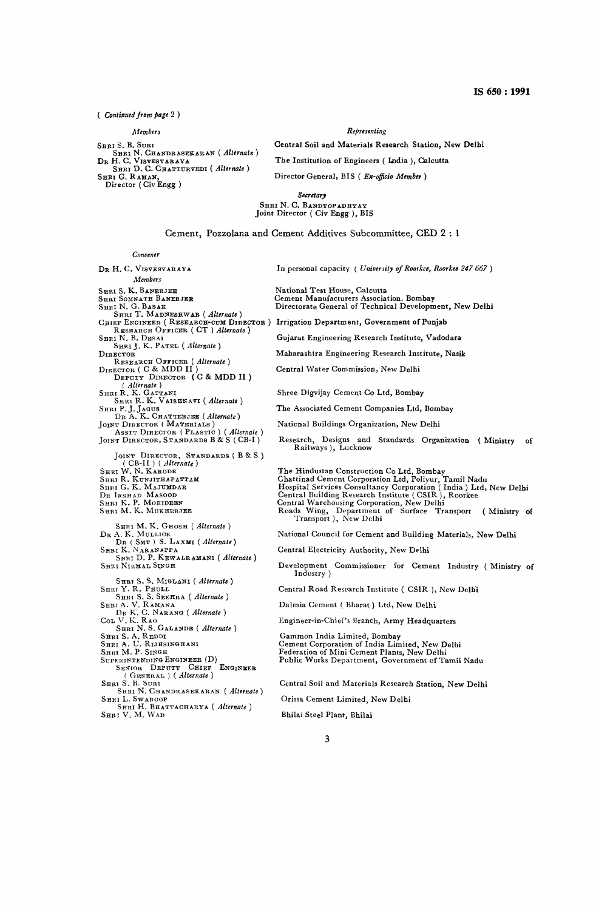( *Continued from page* 2 )

| *Members* | *Representing* |
|---|---|
| SHRI S. B. SURI | Central Soil and Materials Research Station, New Delhi |
| SHRI N. CHANDRASEKARAN ( *Alternate* ) | |
| DR H. C. VISVESVARAYA | The Institution of Engineers ( India ), Calcutta |
| SHRI D. C. CHATTURVEDI ( *Alternate* ) | |
| SHRI G. RAMAN, Director ( Civ Engg ) | Director General, BIS ( *Ex-officio Member* ) |

*Secretary*

SHRI N. C. BANDYOPADHYAY
Joint Director ( Civ Engg ), BIS

## Cement, Pozzolana and Cement Additives Subcommittee, CED 2 : 1

| *Convener* | |
|---|---|
| DR H. C. VISVESVARAYA | In personal capacity ( *University of Roorkee, Roorkee 247 667* ) |
| *Members* | |
| SHRI S. K. BANERJEE | National Test House, Calcutta |
| SHRI SOMNATH BANERJEE | Cement Manufacturers Association, Bombay |
| SHRI N. G. BASAK | Directorate General of Technical Development, New Delhi |
| SHRI T. MADNESHWAR ( *Alternate* ) | |
| CHIEF ENGINEER ( RESEARCH-CUM DIRECTOR ) | Irrigation Department, Government of Punjab |
| RESEARCH OFFICER ( CT ) ( *Alternate* ) | |
| SHRI N. B. DESAI | Gujarat Engineering Research Institute, Vadodara |
| SHRI J. K. PATEL ( *Alternate* ) | |
| DIRECTOR | Maharashtra Engineering Research Institute, Nasik |
| RESEARCH OFFICER ( *Alternate* ) | |
| DIRECTOR ( C & MDD II ) | Central Water Commission, New Delhi |
| DEPUTY DIRECTOR ( C & MDD II ) ( *Alternate* ) | |
| SHRI R. K. GATTANI | Shree Digvijay Cement Co Ltd, Bombay |
| SHRI R. K. VAISHNAVI ( *Alternate* ) | |
| SHRI P. J. JAGUS | The Associated Cement Companies Ltd, Bombay |
| DR A. K. CHATTERJEE ( *Alternate* ) | |
| JOINT DIRECTOR ( MATERIALS ) | National Buildings Organization, New Delhi |
| ASSTT DIRECTOR ( PLASTIC ) ( *Alternate* ) | |
| JOINT DIRECTOR, STANDARDS B & S ( CB-I ) | Research, Designs and Standards Organization ( Ministry of Railways ), Lucknow |
| JOINT DIRECTOR, STANDARDS ( B & S ) ( CB-II ) ( *Alternate* ) | |
| SHRI W. N. KARODE | The Hindustan Construction Co Ltd, Bombay |
| SHRI R. KUNJITHAPATTAM | Chattinad Cement Corporation Ltd, Poliyur, Tamil Nadu |
| SHRI G. K. MAJUMDAR | Hospital Services Consultancy Corporation ( India ) Ltd, New Delhi |
| DR IRSHAD MASOOD | Central Building Research Institute ( CSIR ), Roorkee |
| SHRI K. P. MOHIDEEN | Central Warehousing Corporation, New Delhi |
| SHRI M. K. MUKHERJEE | Roads Wing, Department of Surface Transport ( Ministry of Transport ), New Delhi |
| SHRI M. K. GHOSH ( *Alternate* ) | |
| DR A. K. MULLICK | National Council for Cement and Building Materials, New Delhi |
| DR ( SMT ) S. LAXMI ( *Alternate* ) | |
| SHRI K. NARANAPPA | Central Electricity Authority, New Delhi |
| SHRI D. P. KEWALRAMANI ( *Alternate* ) | |
| SHRI NIRMAL SINGH | Development Commissioner for Cement Industry ( Ministry of Industry ) |
| SHRI S. S. MIGLANI ( *Alternate* ) | |
| SHRI Y. R. PHULL | Central Road Research Institute ( CSIR ), New Delhi |
| SHRI S. S. SEEHRA ( *Alternate* ) | |
| SHRI A. V. RAMANA | Dalmia Cement ( Bharat ) Ltd, New Delhi |
| DR K. C. NARANG ( *Alternate* ) | |
| COL V. K. RAO | Engineer-in-Chief's Branch, Army Headquarters |
| SHRI N. S. GALANDE ( *Alternate* ) | |
| SHRI S. A. REDDI | Gammon India Limited, Bombay |
| SHRI A. U. RIJHSINGHANI | Cement Corporation of India Limited, New Delhi |
| SHRI M. P. SINGH | Federation of Mini Cement Plants, New Delhi |
| SUPERINTENDING ENGINEER (D) | Public Works Department, Government of Tamil Nadu |
| SENIOR DEPUTY CHIEF ENGINEER ( GENERAL ) ( *Alternate* ) | |
| SHRI S. B. SURI | Central Soil and Materials Research Station, New Delhi |
| SHRI N. CHANDRASEKARAN ( *Alternate* ) | |
| SHRI L. SWAROOP | Orissa Cement Limited, New Delhi |
| SHRI H. BHATTACHARYA ( *Alternate* ) | |
| SHRI V. M. WAD | Bhilai Steel Plant, Bhilai |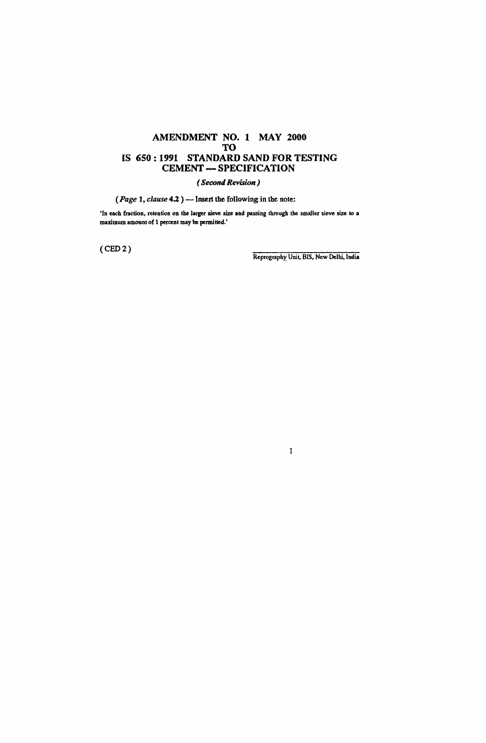# AMENDMENT NO. 1 MAY 2000 TO IS 650 : 1991 STANDARD SAND FOR TESTING CEMENT — SPECIFICATION

*( Second Revision )*

( *Page* 1, *clause* 4.2 ) — Insert the following in the note:

'In each fraction, retention on the larger sieve size and passing through the smaller sieve size to a maximum amount of 1 percent may be permitted.'

( CED 2 )

Reprography Unit, BIS, New Delhi, India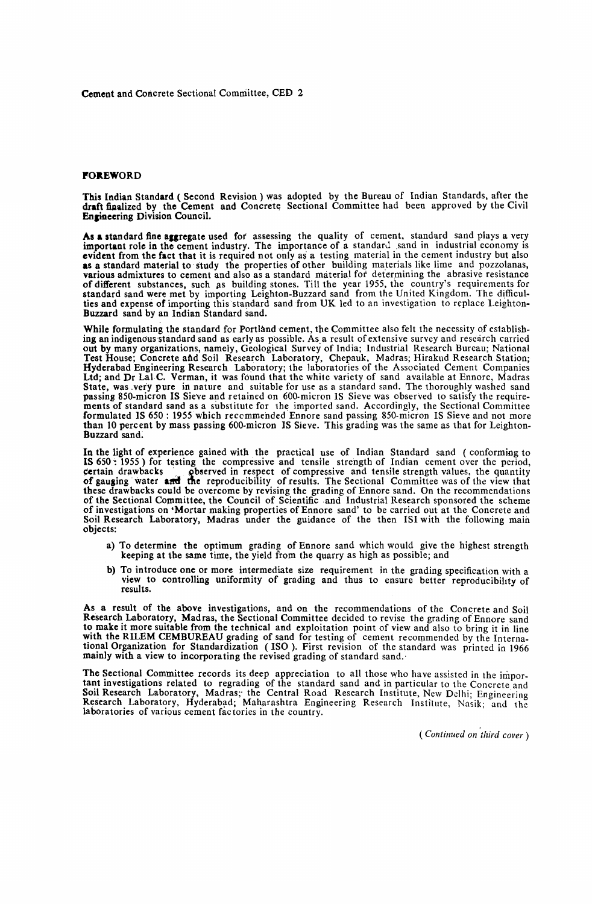Cement and Concrete Sectional Committee, CED 2

## FOREWORD

This Indian Standard ( Second Revision ) was adopted by the Bureau of Indian Standards, after the draft finalized by the Cement and Concrete Sectional Committee had been approved by the Civil Engineering Division Council.

As a standard fine aggregate used for assessing the quality of cement, standard sand plays a very important role in the cement industry. The importance of a standard sand in industrial economy is evident from the fact that it is required not only as a testing material in the cement industry but also as a standard material to study the properties of other building materials like lime and pozzolanas, various admixtures to cement and also as a standard material for determining the abrasive resistance of different substances, such as building stones. Till the year 1955, the country's requirements for standard sand were met by importing Leighton-Buzzard sand from the United Kingdom. The difficulties and expense of importing this standard sand from UK led to an investigation to replace Leighton-Buzzard sand by an Indian Standard sand.

While formulating the standard for Portland cement, the Committee also felt the necessity of establishing an indigenous standard sand as early as possible. As a result of extensive survey and research carried out by many organizations, namely, Geological Survey of India; Industrial Research Bureau; National Test House; Concrete and Soil Research Laboratory, Chepauk, Madras; Hirakud Research Station; Hyderabad Engineering Research Laboratory; the laboratories of the Associated Cement Companies Ltd; and Dr Lal C. Verman, it was found that the white variety of sand available at Ennore, Madras State, was very pure in nature and suitable for use as a standard sand. The thoroughly washed sand passing 850-micron IS Sieve and retained on 600-micron IS Sieve was observed to satisfy the requirements of standard sand as a substitute for the imported sand. Accordingly, the Sectional Committee formulated IS 650 : 1955 which recommended Ennore sand passing 850-micron IS Sieve and not more than 10 percent by mass passing 600-micron IS Sieve. This grading was the same as that for Leighton-Buzzard sand.

In the light of experience gained with the practical use of Indian Standard sand ( conforming to IS 650 : 1955 ) for testing the compressive and tensile strength of Indian cement over the period, certain drawbacks observed in respect of compressive and tensile strength values, the quantity of gauging water and the reproducibility of results. The Sectional Committee was of the view that these drawbacks could be overcome by revising the grading of Ennore sand. On the recommendations of the Sectional Committee, the Council of Scientific and Industrial Research sponsored the scheme of investigations on 'Mortar making properties of Ennore sand' to be carried out at the Concrete and Soil Research Laboratory, Madras under the guidance of the then ISI with the following main objects:

a) To determine the optimum grading of Ennore sand which would give the highest strength keeping at the same time, the yield from the quarry as high as possible; and

b) To introduce one or more intermediate size requirement in the grading specification with a view to controlling uniformity of grading and thus to ensure better reproducibility of results.

As a result of the above investigations, and on the recommendations of the Concrete and Soil Research Laboratory, Madras, the Sectional Committee decided to revise the grading of Ennore sand to make it more suitable from the technical and exploitation point of view and also to bring it in line with the RILEM CEMBUREAU grading of sand for testing of cement recommended by the International Organization for Standardization ( ISO ). First revision of the standard was printed in 1966 mainly with a view to incorporating the revised grading of standard sand.

The Sectional Committee records its deep appreciation to all those who have assisted in the important investigations related to regrading of the standard sand and in particular to the Concrete and Soil Research Laboratory, Madras; the Central Road Research Institute, New Delhi; Engineering Research Laboratory, Hyderabad; Maharashtra Engineering Research Institute, Nasik; and the laboratories of various cement factories in the country.

*( Continued on third cover )*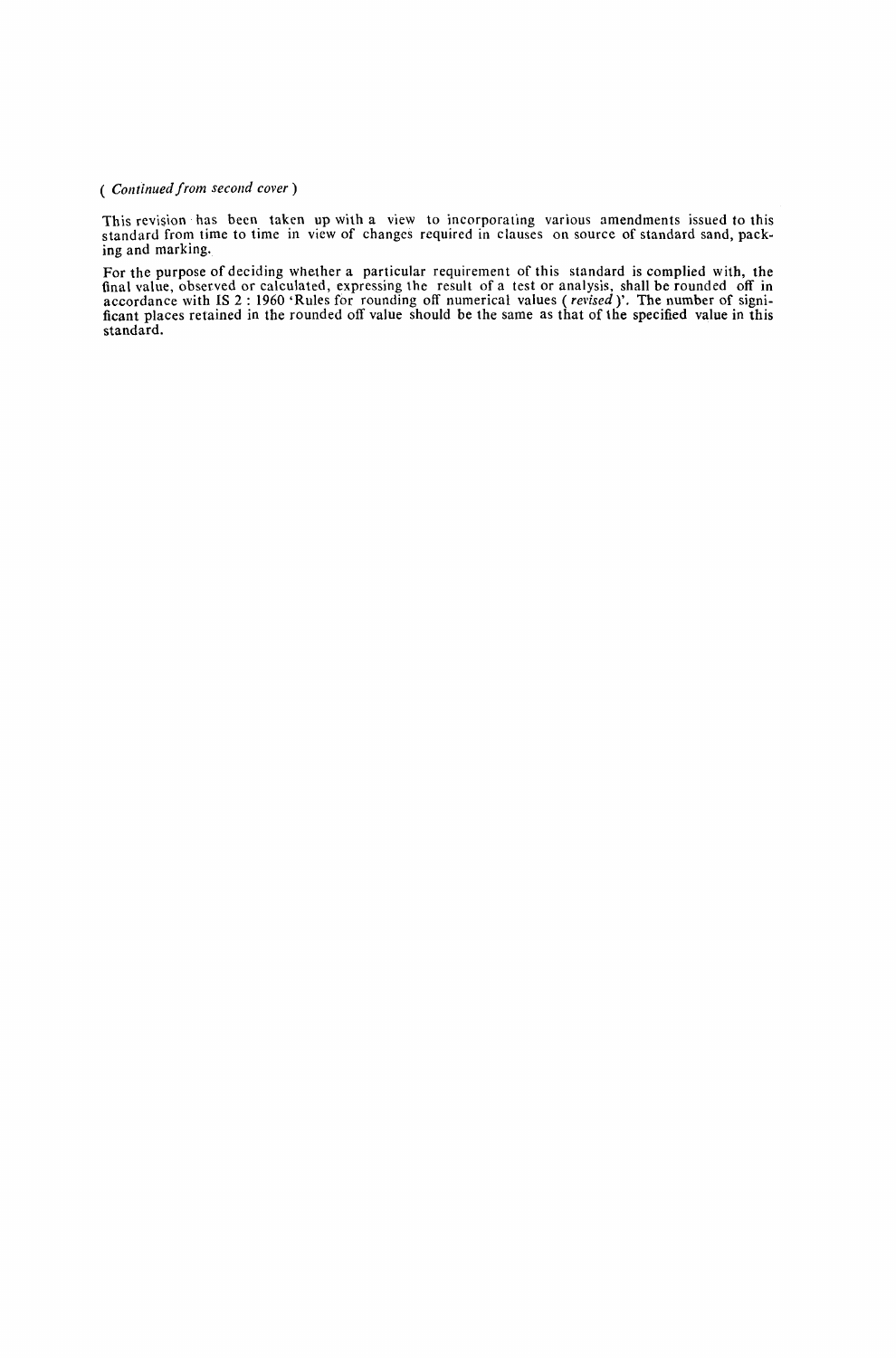*( Continued from second cover )*

This revision has been taken up with a view to incorporating various amendments issued to this standard from time to time in view of changes required in clauses on source of standard sand, packing and marking.

For the purpose of deciding whether a particular requirement of this standard is complied with, the final value, observed or calculated, expressing the result of a test or analysis, shall be rounded off in accordance with IS 2 : 1960 'Rules for rounding off numerical values ( *revised* )'. The number of significant places retained in the rounded off value should be the same as that of the specified value in this standard.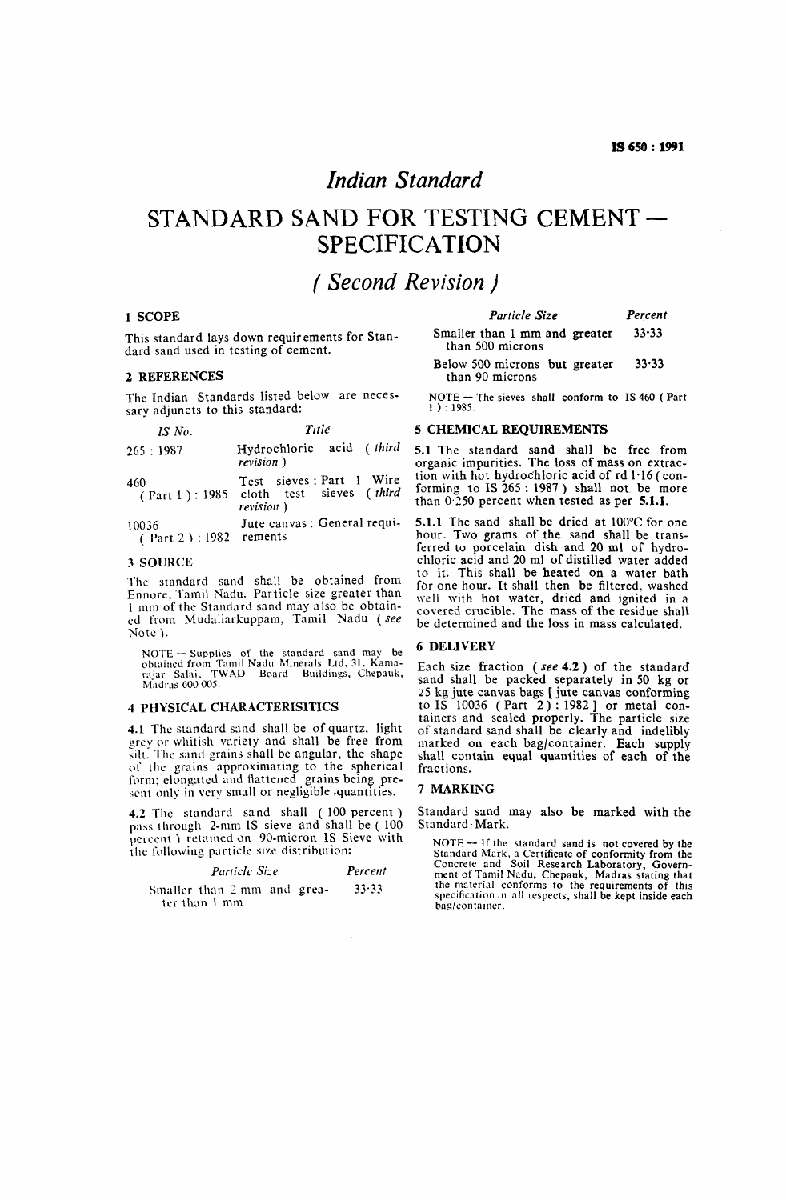# Indian Standard

# STANDARD SAND FOR TESTING CEMENT — SPECIFICATION

## ( *Second Revision* )

## 1 SCOPE

This standard lays down requirements for Standard sand used in testing of cement.

## 2 REFERENCES

The Indian Standards listed below are necessary adjuncts to this standard:

| *IS No.* | *Title* |
|---|---|
| 265 : 1987 | Hydrochloric acid ( *third revision* ) |
| 460 ( Part 1 ) : 1985 | Test sieves : Part 1 Wire cloth test sieves ( *third revision* ) |
| 10036 ( Part 2 ) : 1982 | Jute canvas : General requirements |

## 3 SOURCE

The standard sand shall be obtained from Ennore, Tamil Nadu. Particle size greater than 1 mm of the Standard sand may also be obtained from Mudaliarkuppam, Tamil Nadu ( *see* Note ).

NOTE — Supplies of the standard sand may be obtained from Tamil Nadu Minerals Ltd, 31, Kamarajar Salai, TWAD Board Buildings, Chepauk, Madras 600 005.

## 4 PHYSICAL CHARACTERISITICS

**4.1** The standard sand shall be of quartz, light grey or whitish variety and shall be free from silt. The sand grains shall be angular, the shape of the grains approximating to the spherical form; elongated and flattened grains being present only in very small or negligible quantities.

**4.2** The standard sand shall ( 100 percent ) pass through 2-mm IS sieve and shall be ( 100 percent ) retained on 90-micron IS Sieve with the following particle size distribution:

| *Particle Size* | *Percent* |
|---|---|
| Smaller than 2 mm and greater than 1 mm | 33·33 |
| Smaller than 1 mm and greater than 500 microns | 33·33 |
| Below 500 microns but greater than 90 microns | 33·33 |

NOTE — The sieves shall conform to IS 460 ( Part 1 ) : 1985.

## 5 CHEMICAL REQUIREMENTS

**5.1** The standard sand shall be free from organic impurities. The loss of mass on extraction with hot hydrochloric acid of rd 1·16 ( conforming to IS 265 : 1987 ) shall not be more than 0·250 percent when tested as per **5.1.1**.

**5.1.1** The sand shall be dried at 100°C for one hour. Two grams of the sand shall be transferred to porcelain dish and 20 ml of hydrochloric acid and 20 ml of distilled water added to it. This shall be heated on a water bath for one hour. It shall then be filtered, washed well with hot water, dried and ignited in a covered crucible. The mass of the residue shall be determined and the loss in mass calculated.

## 6 DELIVERY

Each size fraction ( *see* **4.2** ) of the standard sand shall be packed separately in 50 kg or 25 kg jute canvas bags [ jute canvas conforming to IS 10036 ( Part 2 ) : 1982 ] or metal containers and sealed properly. The particle size of standard sand shall be clearly and indelibly marked on each bag/container. Each supply shall contain equal quantities of each of the fractions.

## 7 MARKING

Standard sand may also be marked with the Standard Mark.

NOTE — If the standard sand is not covered by the Standard Mark, a Certificate of conformity from the Concrete and Soil Research Laboratory, Government of Tamil Nadu, Chepauk, Madras stating that the material conforms to the requirements of this specification in all respects, shall be kept inside each bag/container.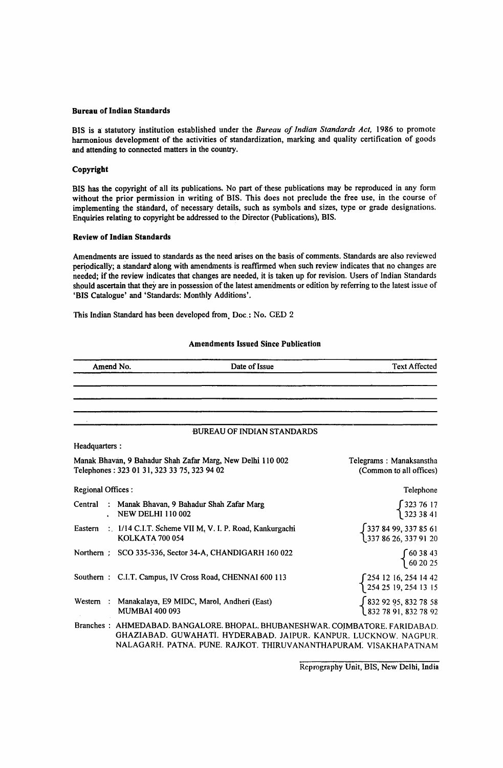**Bureau of Indian Standards**

BIS is a statutory institution established under the *Bureau of Indian Standards Act*, 1986 to promote harmonious development of the activities of standardization, marking and quality certification of goods and attending to connected matters in the country.

**Copyright**

BIS has the copyright of all its publications. No part of these publications may be reproduced in any form without the prior permission in writing of BIS. This does not preclude the free use, in the course of implementing the standard, of necessary details, such as symbols and sizes, type or grade designations. Enquiries relating to copyright be addressed to the Director (Publications), BIS.

**Review of Indian Standards**

Amendments are issued to standards as the need arises on the basis of comments. Standards are also reviewed periodically; a standard along with amendments is reaffirmed when such review indicates that no changes are needed; if the review indicates that changes are needed, it is taken up for revision. Users of Indian Standards should ascertain that they are in possession of the latest amendments or edition by referring to the latest issue of 'BIS Catalogue' and 'Standards: Monthly Additions'.

This Indian Standard has been developed from Doc : No. CED 2

**Amendments Issued Since Publication**

| Amend No. | Date of Issue | Text Affected |
|---|---|---|
| | | |
| | | |
| | | |

BUREAU OF INDIAN STANDARDS

Headquarters :

Manak Bhavan, 9 Bahadur Shah Zafar Marg, New Delhi 110 002
Telephones : 323 01 31, 323 33 75, 323 94 02

Telegrams : Manaksanstha (Common to all offices)

| Regional Offices : | | Telephone |
|---|---|---|
| Central | Manak Bhavan, 9 Bahadur Shah Zafar Marg NEW DELHI 110 002 | 323 76 17, 323 38 41 |
| Eastern | 1/14 C.I.T. Scheme VII M, V. I. P. Road, Kankurgachi KOLKATA 700 054 | 337 84 99, 337 85 61, 337 86 26, 337 91 20 |
| Northern | SCO 335-336, Sector 34-A, CHANDIGARH 160 022 | 60 38 43, 60 20 25 |
| Southern | C.I.T. Campus, IV Cross Road, CHENNAI 600 113 | 254 12 16, 254 14 42, 254 25 19, 254 13 15 |
| Western | Manakalaya, E9 MIDC, Marol, Andheri (East) MUMBAI 400 093 | 832 92 95, 832 78 58, 832 78 91, 832 78 92 |

Branches : AHMEDABAD. BANGALORE. BHOPAL. BHUBANESHWAR. COIMBATORE. FARIDABAD. GHAZIABAD. GUWAHATI. HYDERABAD. JAIPUR. KANPUR. LUCKNOW. NAGPUR. NALAGARH. PATNA. PUNE. RAJKOT. THIRUVANANTHAPURAM. VISAKHAPATNAM

Reprography Unit, BIS, New Delhi, India